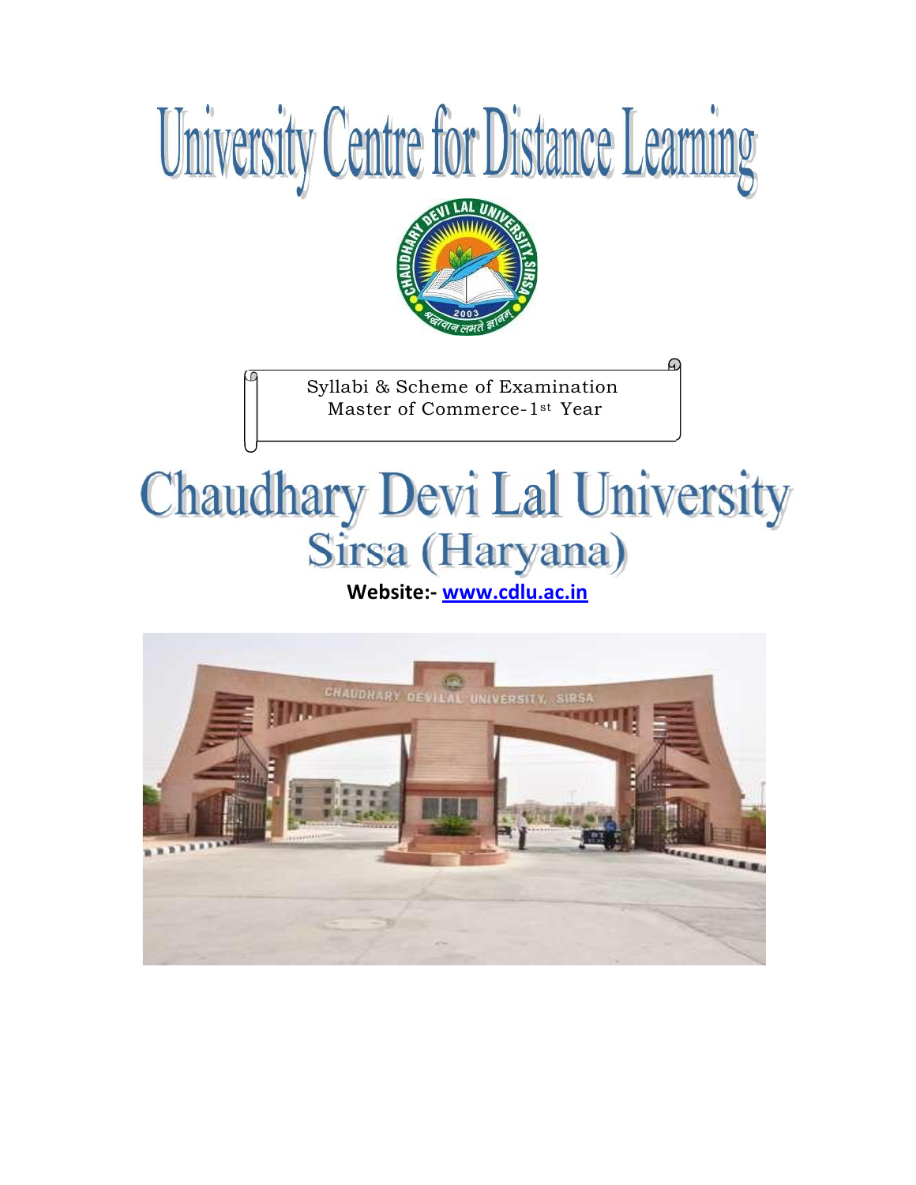# University Centre for Distance Learning

Syllabi & Scheme of Examination
Master of Commerce-1st Year

# Chaudhary Devi Lal University
## Sirsa (Haryana)

**Website:- www.cdlu.ac.in**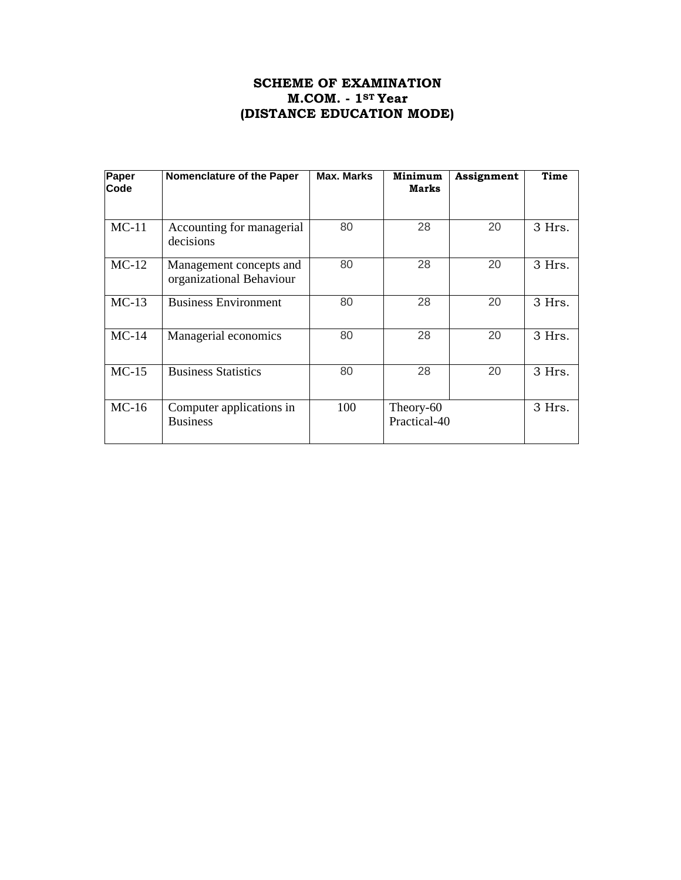# SCHEME OF EXAMINATION
## M.COM. - 1ST Year
## (DISTANCE EDUCATION MODE)

| Paper Code | Nomenclature of the Paper | Max. Marks | Minimum Marks | Assignment | Time |
|---|---|---|---|---|---|
| MC-11 | Accounting for managerial decisions | 80 | 28 | 20 | 3 Hrs. |
| MC-12 | Management concepts and organizational Behaviour | 80 | 28 | 20 | 3 Hrs. |
| MC-13 | Business Environment | 80 | 28 | 20 | 3 Hrs. |
| MC-14 | Managerial economics | 80 | 28 | 20 | 3 Hrs. |
| MC-15 | Business Statistics | 80 | 28 | 20 | 3 Hrs. |
| MC-16 | Computer applications in Business | 100 | Theory-60 Practical-40 | | 3 Hrs. |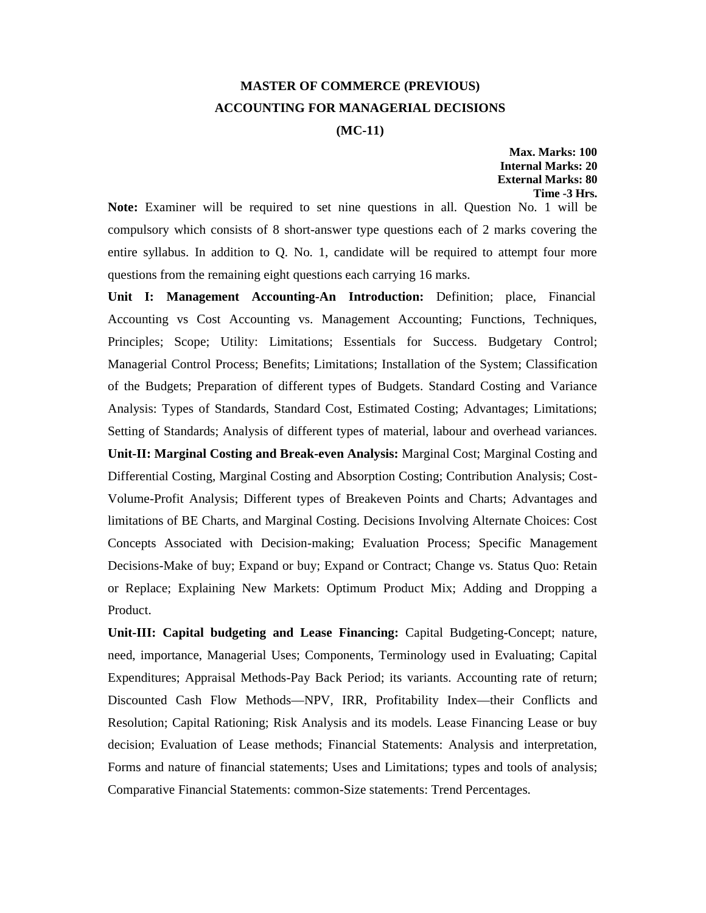# MASTER OF COMMERCE (PREVIOUS)

## ACCOUNTING FOR MANAGERIAL DECISIONS

## (MC-11)

**Max. Marks: 100**
**Internal Marks: 20**
**External Marks: 80**
**Time -3 Hrs.**

**Note:** Examiner will be required to set nine questions in all. Question No. 1 will be compulsory which consists of 8 short-answer type questions each of 2 marks covering the entire syllabus. In addition to Q. No. 1, candidate will be required to attempt four more questions from the remaining eight questions each carrying 16 marks.

**Unit I: Management Accounting-An Introduction:** Definition; place, Financial Accounting vs Cost Accounting vs. Management Accounting; Functions, Techniques, Principles; Scope; Utility: Limitations; Essentials for Success. Budgetary Control; Managerial Control Process; Benefits; Limitations; Installation of the System; Classification of the Budgets; Preparation of different types of Budgets. Standard Costing and Variance Analysis: Types of Standards, Standard Cost, Estimated Costing; Advantages; Limitations; Setting of Standards; Analysis of different types of material, labour and overhead variances.

**Unit-II: Marginal Costing and Break-even Analysis:** Marginal Cost; Marginal Costing and Differential Costing, Marginal Costing and Absorption Costing; Contribution Analysis; Cost-Volume-Profit Analysis; Different types of Breakeven Points and Charts; Advantages and limitations of BE Charts, and Marginal Costing. Decisions Involving Alternate Choices: Cost Concepts Associated with Decision-making; Evaluation Process; Specific Management Decisions-Make of buy; Expand or buy; Expand or Contract; Change vs. Status Quo: Retain or Replace; Explaining New Markets: Optimum Product Mix; Adding and Dropping a Product.

**Unit-III: Capital budgeting and Lease Financing:** Capital Budgeting-Concept; nature, need, importance, Managerial Uses; Components, Terminology used in Evaluating; Capital Expenditures; Appraisal Methods-Pay Back Period; its variants. Accounting rate of return; Discounted Cash Flow Methods—NPV, IRR, Profitability Index—their Conflicts and Resolution; Capital Rationing; Risk Analysis and its models. Lease Financing Lease or buy decision; Evaluation of Lease methods; Financial Statements: Analysis and interpretation, Forms and nature of financial statements; Uses and Limitations; types and tools of analysis; Comparative Financial Statements: common-Size statements: Trend Percentages.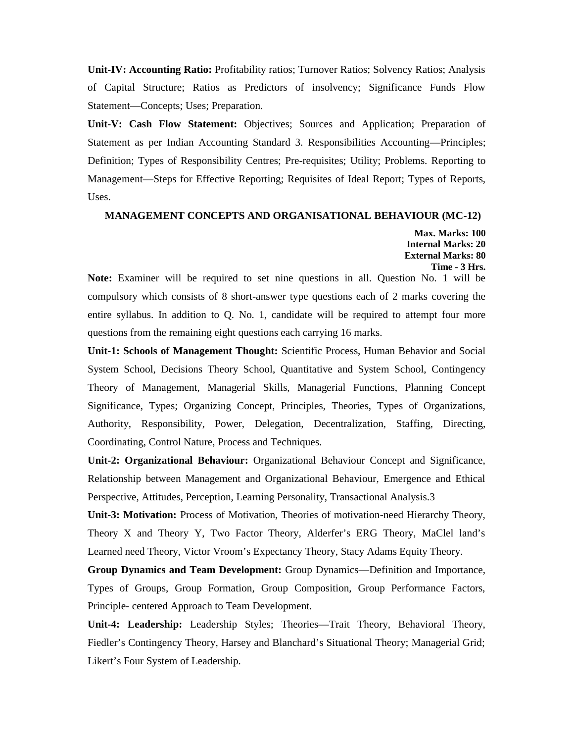**Unit-IV: Accounting Ratio:** Profitability ratios; Turnover Ratios; Solvency Ratios; Analysis of Capital Structure; Ratios as Predictors of insolvency; Significance Funds Flow Statement—Concepts; Uses; Preparation.

**Unit-V: Cash Flow Statement:** Objectives; Sources and Application; Preparation of Statement as per Indian Accounting Standard 3. Responsibilities Accounting—Principles; Definition; Types of Responsibility Centres; Pre-requisites; Utility; Problems. Reporting to Management—Steps for Effective Reporting; Requisites of Ideal Report; Types of Reports, Uses.

## MANAGEMENT CONCEPTS AND ORGANISATIONAL BEHAVIOUR (MC-12)

**Max. Marks: 100**
**Internal Marks: 20**
**External Marks: 80**
**Time - 3 Hrs.**

**Note:** Examiner will be required to set nine questions in all. Question No. 1 will be compulsory which consists of 8 short-answer type questions each of 2 marks covering the entire syllabus. In addition to Q. No. 1, candidate will be required to attempt four more questions from the remaining eight questions each carrying 16 marks.

**Unit-1: Schools of Management Thought:** Scientific Process, Human Behavior and Social System School, Decisions Theory School, Quantitative and System School, Contingency Theory of Management, Managerial Skills, Managerial Functions, Planning Concept Significance, Types; Organizing Concept, Principles, Theories, Types of Organizations, Authority, Responsibility, Power, Delegation, Decentralization, Staffing, Directing, Coordinating, Control Nature, Process and Techniques.

**Unit-2: Organizational Behaviour:** Organizational Behaviour Concept and Significance, Relationship between Management and Organizational Behaviour, Emergence and Ethical Perspective, Attitudes, Perception, Learning Personality, Transactional Analysis.3

**Unit-3: Motivation:** Process of Motivation, Theories of motivation-need Hierarchy Theory, Theory X and Theory Y, Two Factor Theory, Alderfer's ERG Theory, MaClel land's Learned need Theory, Victor Vroom's Expectancy Theory, Stacy Adams Equity Theory.

**Group Dynamics and Team Development:** Group Dynamics—Definition and Importance, Types of Groups, Group Formation, Group Composition, Group Performance Factors, Principle- centered Approach to Team Development.

**Unit-4: Leadership:** Leadership Styles; Theories—Trait Theory, Behavioral Theory, Fiedler's Contingency Theory, Harsey and Blanchard's Situational Theory; Managerial Grid; Likert's Four System of Leadership.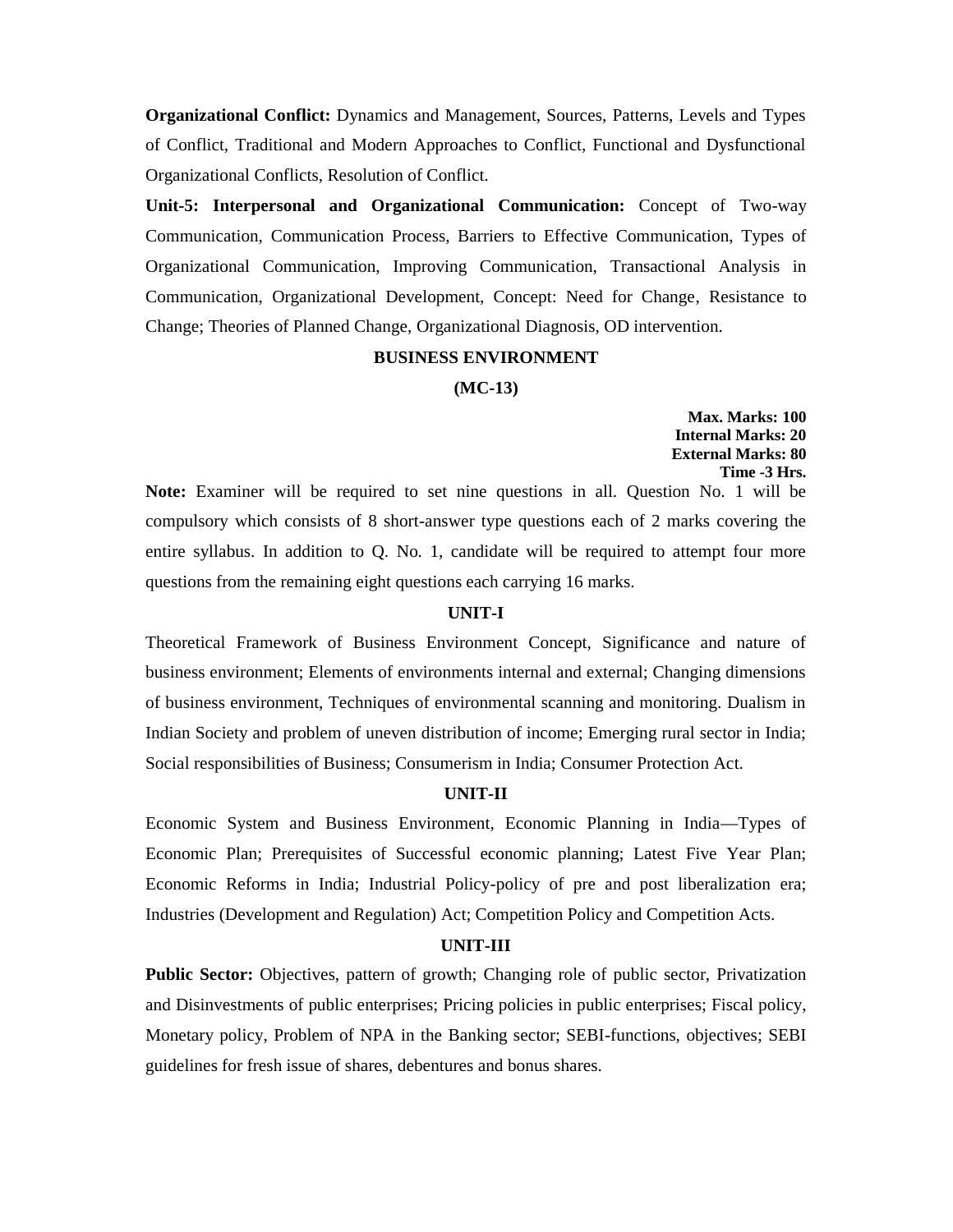**Organizational Conflict:** Dynamics and Management, Sources, Patterns, Levels and Types of Conflict, Traditional and Modern Approaches to Conflict, Functional and Dysfunctional Organizational Conflicts, Resolution of Conflict.

**Unit-5: Interpersonal and Organizational Communication:** Concept of Two-way Communication, Communication Process, Barriers to Effective Communication, Types of Organizational Communication, Improving Communication, Transactional Analysis in Communication, Organizational Development, Concept: Need for Change, Resistance to Change; Theories of Planned Change, Organizational Diagnosis, OD intervention.

## BUSINESS ENVIRONMENT

### (MC-13)

**Max. Marks: 100**
**Internal Marks: 20**
**External Marks: 80**
**Time -3 Hrs.**

**Note:** Examiner will be required to set nine questions in all. Question No. 1 will be compulsory which consists of 8 short-answer type questions each of 2 marks covering the entire syllabus. In addition to Q. No. 1, candidate will be required to attempt four more questions from the remaining eight questions each carrying 16 marks.

### UNIT-I

Theoretical Framework of Business Environment Concept, Significance and nature of business environment; Elements of environments internal and external; Changing dimensions of business environment, Techniques of environmental scanning and monitoring. Dualism in Indian Society and problem of uneven distribution of income; Emerging rural sector in India; Social responsibilities of Business; Consumerism in India; Consumer Protection Act.

### UNIT-II

Economic System and Business Environment, Economic Planning in India—Types of Economic Plan; Prerequisites of Successful economic planning; Latest Five Year Plan; Economic Reforms in India; Industrial Policy-policy of pre and post liberalization era; Industries (Development and Regulation) Act; Competition Policy and Competition Acts.

### UNIT-III

**Public Sector:** Objectives, pattern of growth; Changing role of public sector, Privatization and Disinvestments of public enterprises; Pricing policies in public enterprises; Fiscal policy, Monetary policy, Problem of NPA in the Banking sector; SEBI-functions, objectives; SEBI guidelines for fresh issue of shares, debentures and bonus shares.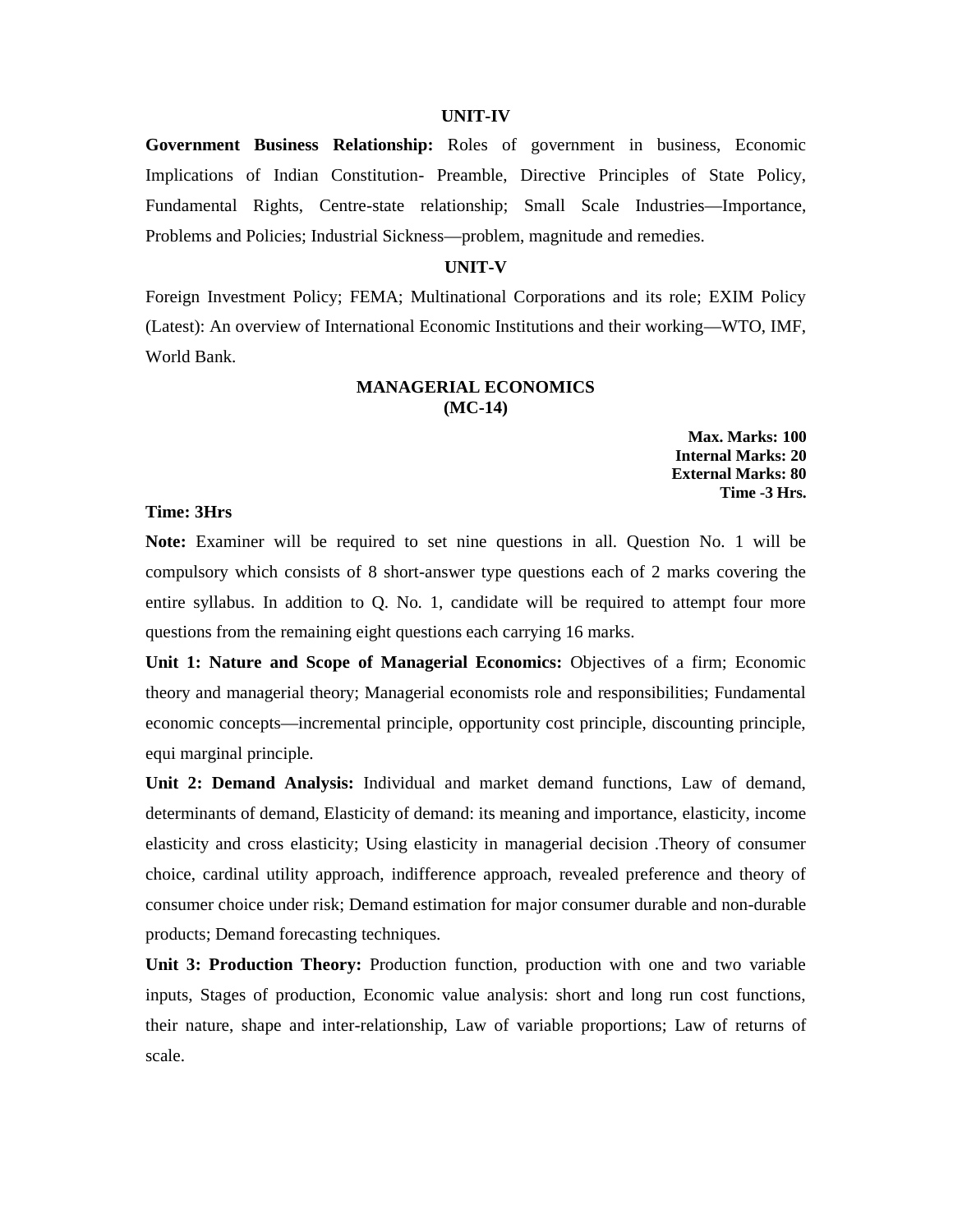### UNIT-IV

**Government Business Relationship:** Roles of government in business, Economic Implications of Indian Constitution- Preamble, Directive Principles of State Policy, Fundamental Rights, Centre-state relationship; Small Scale Industries—Importance, Problems and Policies; Industrial Sickness—problem, magnitude and remedies.

### UNIT-V

Foreign Investment Policy; FEMA; Multinational Corporations and its role; EXIM Policy (Latest): An overview of International Economic Institutions and their working—WTO, IMF, World Bank.

## MANAGERIAL ECONOMICS (MC-14)

**Max. Marks: 100**
**Internal Marks: 20**
**External Marks: 80**
**Time -3 Hrs.**

**Time: 3Hrs**

**Note:** Examiner will be required to set nine questions in all. Question No. 1 will be compulsory which consists of 8 short-answer type questions each of 2 marks covering the entire syllabus. In addition to Q. No. 1, candidate will be required to attempt four more questions from the remaining eight questions each carrying 16 marks.

**Unit 1: Nature and Scope of Managerial Economics:** Objectives of a firm; Economic theory and managerial theory; Managerial economists role and responsibilities; Fundamental economic concepts—incremental principle, opportunity cost principle, discounting principle, equi marginal principle.

**Unit 2: Demand Analysis:** Individual and market demand functions, Law of demand, determinants of demand, Elasticity of demand: its meaning and importance, elasticity, income elasticity and cross elasticity; Using elasticity in managerial decision .Theory of consumer choice, cardinal utility approach, indifference approach, revealed preference and theory of consumer choice under risk; Demand estimation for major consumer durable and non-durable products; Demand forecasting techniques.

**Unit 3: Production Theory:** Production function, production with one and two variable inputs, Stages of production, Economic value analysis: short and long run cost functions, their nature, shape and inter-relationship, Law of variable proportions; Law of returns of scale.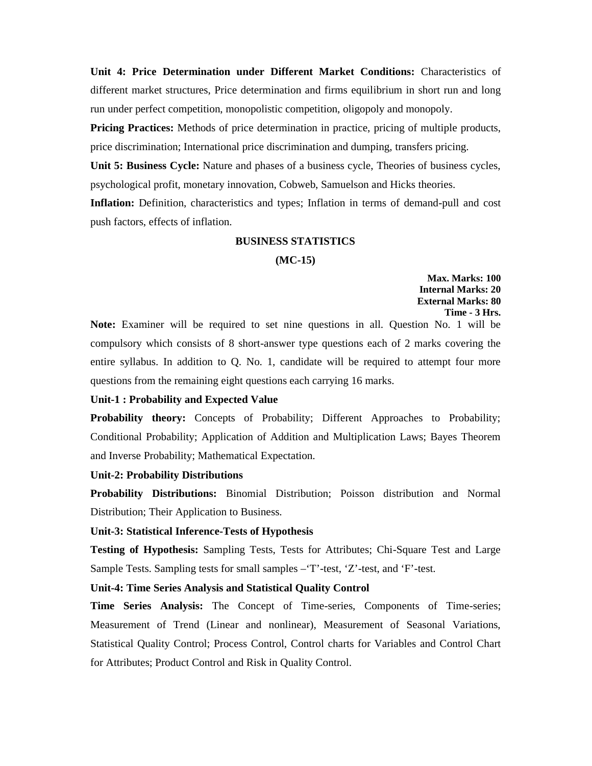**Unit 4: Price Determination under Different Market Conditions:** Characteristics of different market structures, Price determination and firms equilibrium in short run and long run under perfect competition, monopolistic competition, oligopoly and monopoly.

**Pricing Practices:** Methods of price determination in practice, pricing of multiple products, price discrimination; International price discrimination and dumping, transfers pricing.

**Unit 5: Business Cycle:** Nature and phases of a business cycle, Theories of business cycles, psychological profit, monetary innovation, Cobweb, Samuelson and Hicks theories.

**Inflation:** Definition, characteristics and types; Inflation in terms of demand-pull and cost push factors, effects of inflation.

## BUSINESS STATISTICS

## (MC-15)

**Max. Marks: 100**
**Internal Marks: 20**
**External Marks: 80**
**Time - 3 Hrs.**

**Note:** Examiner will be required to set nine questions in all. Question No. 1 will be compulsory which consists of 8 short-answer type questions each of 2 marks covering the entire syllabus. In addition to Q. No. 1, candidate will be required to attempt four more questions from the remaining eight questions each carrying 16 marks.

**Unit-1 : Probability and Expected Value**

**Probability theory:** Concepts of Probability; Different Approaches to Probability; Conditional Probability; Application of Addition and Multiplication Laws; Bayes Theorem and Inverse Probability; Mathematical Expectation.

**Unit-2: Probability Distributions**

**Probability Distributions:** Binomial Distribution; Poisson distribution and Normal Distribution; Their Application to Business.

**Unit-3: Statistical Inference-Tests of Hypothesis**

**Testing of Hypothesis:** Sampling Tests, Tests for Attributes; Chi-Square Test and Large Sample Tests. Sampling tests for small samples –'T'-test, 'Z'-test, and 'F'-test.

**Unit-4: Time Series Analysis and Statistical Quality Control**

**Time Series Analysis:** The Concept of Time-series, Components of Time-series; Measurement of Trend (Linear and nonlinear), Measurement of Seasonal Variations, Statistical Quality Control; Process Control, Control charts for Variables and Control Chart for Attributes; Product Control and Risk in Quality Control.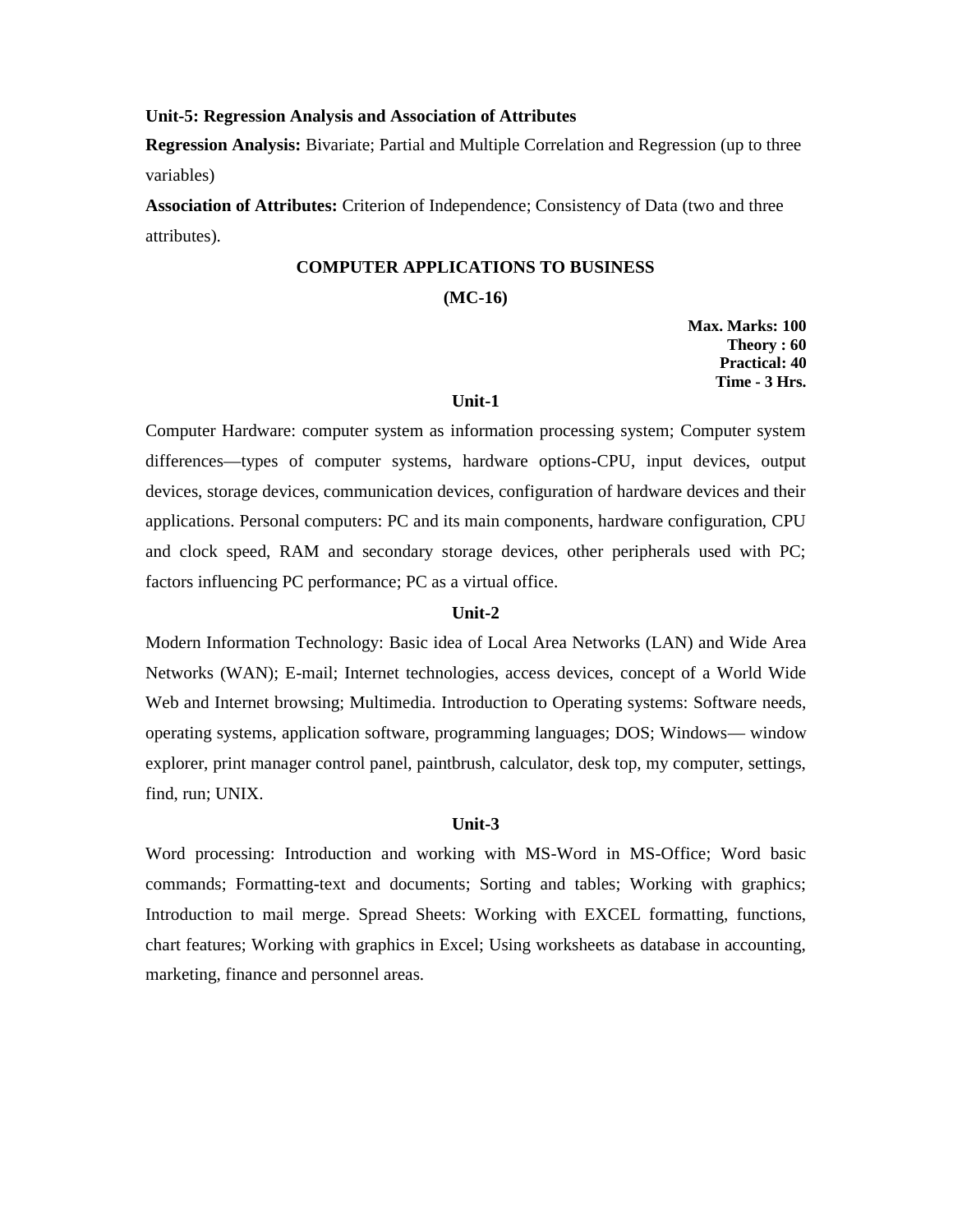**Unit-5: Regression Analysis and Association of Attributes**

**Regression Analysis:** Bivariate; Partial and Multiple Correlation and Regression (up to three variables)

**Association of Attributes:** Criterion of Independence; Consistency of Data (two and three attributes).

## COMPUTER APPLICATIONS TO BUSINESS

## (MC-16)

**Max. Marks: 100**
**Theory : 60**
**Practical: 40**
**Time - 3 Hrs.**

### Unit-1

Computer Hardware: computer system as information processing system; Computer system differences—types of computer systems, hardware options-CPU, input devices, output devices, storage devices, communication devices, configuration of hardware devices and their applications. Personal computers: PC and its main components, hardware configuration, CPU and clock speed, RAM and secondary storage devices, other peripherals used with PC; factors influencing PC performance; PC as a virtual office.

### Unit-2

Modern Information Technology: Basic idea of Local Area Networks (LAN) and Wide Area Networks (WAN); E-mail; Internet technologies, access devices, concept of a World Wide Web and Internet browsing; Multimedia. Introduction to Operating systems: Software needs, operating systems, application software, programming languages; DOS; Windows— window explorer, print manager control panel, paintbrush, calculator, desk top, my computer, settings, find, run; UNIX.

### Unit-3

Word processing: Introduction and working with MS-Word in MS-Office; Word basic commands; Formatting-text and documents; Sorting and tables; Working with graphics; Introduction to mail merge. Spread Sheets: Working with EXCEL formatting, functions, chart features; Working with graphics in Excel; Using worksheets as database in accounting, marketing, finance and personnel areas.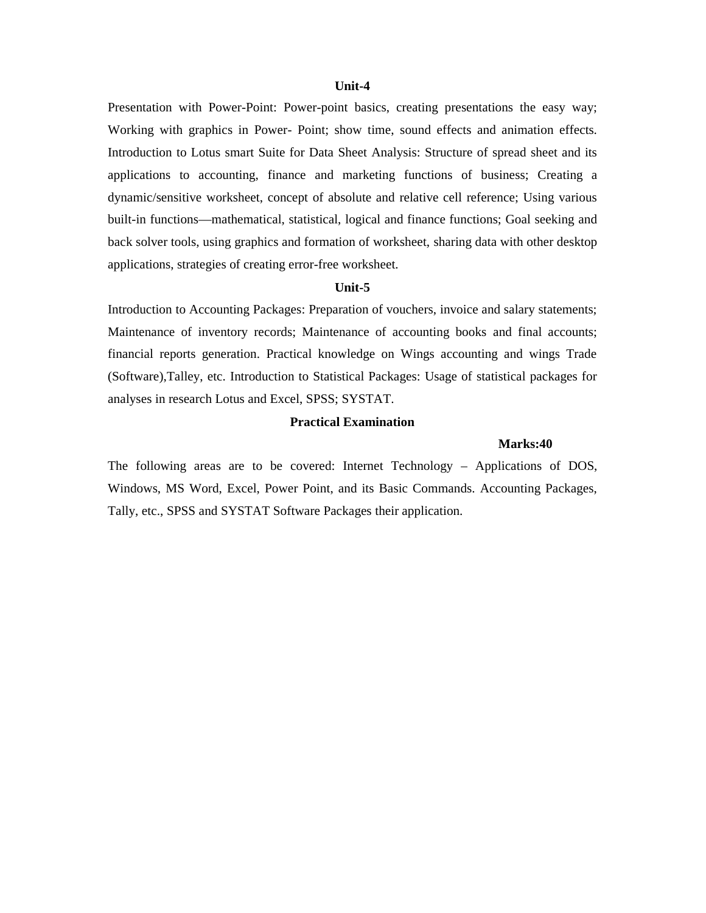## Unit-4

Presentation with Power-Point: Power-point basics, creating presentations the easy way; Working with graphics in Power- Point; show time, sound effects and animation effects. Introduction to Lotus smart Suite for Data Sheet Analysis: Structure of spread sheet and its applications to accounting, finance and marketing functions of business; Creating a dynamic/sensitive worksheet, concept of absolute and relative cell reference; Using various built-in functions—mathematical, statistical, logical and finance functions; Goal seeking and back solver tools, using graphics and formation of worksheet, sharing data with other desktop applications, strategies of creating error-free worksheet.

## Unit-5

Introduction to Accounting Packages: Preparation of vouchers, invoice and salary statements; Maintenance of inventory records; Maintenance of accounting books and final accounts; financial reports generation. Practical knowledge on Wings accounting and wings Trade (Software),Talley, etc. Introduction to Statistical Packages: Usage of statistical packages for analyses in research Lotus and Excel, SPSS; SYSTAT.

## Practical Examination

**Marks:40**

The following areas are to be covered: Internet Technology – Applications of DOS, Windows, MS Word, Excel, Power Point, and its Basic Commands. Accounting Packages, Tally, etc., SPSS and SYSTAT Software Packages their application.